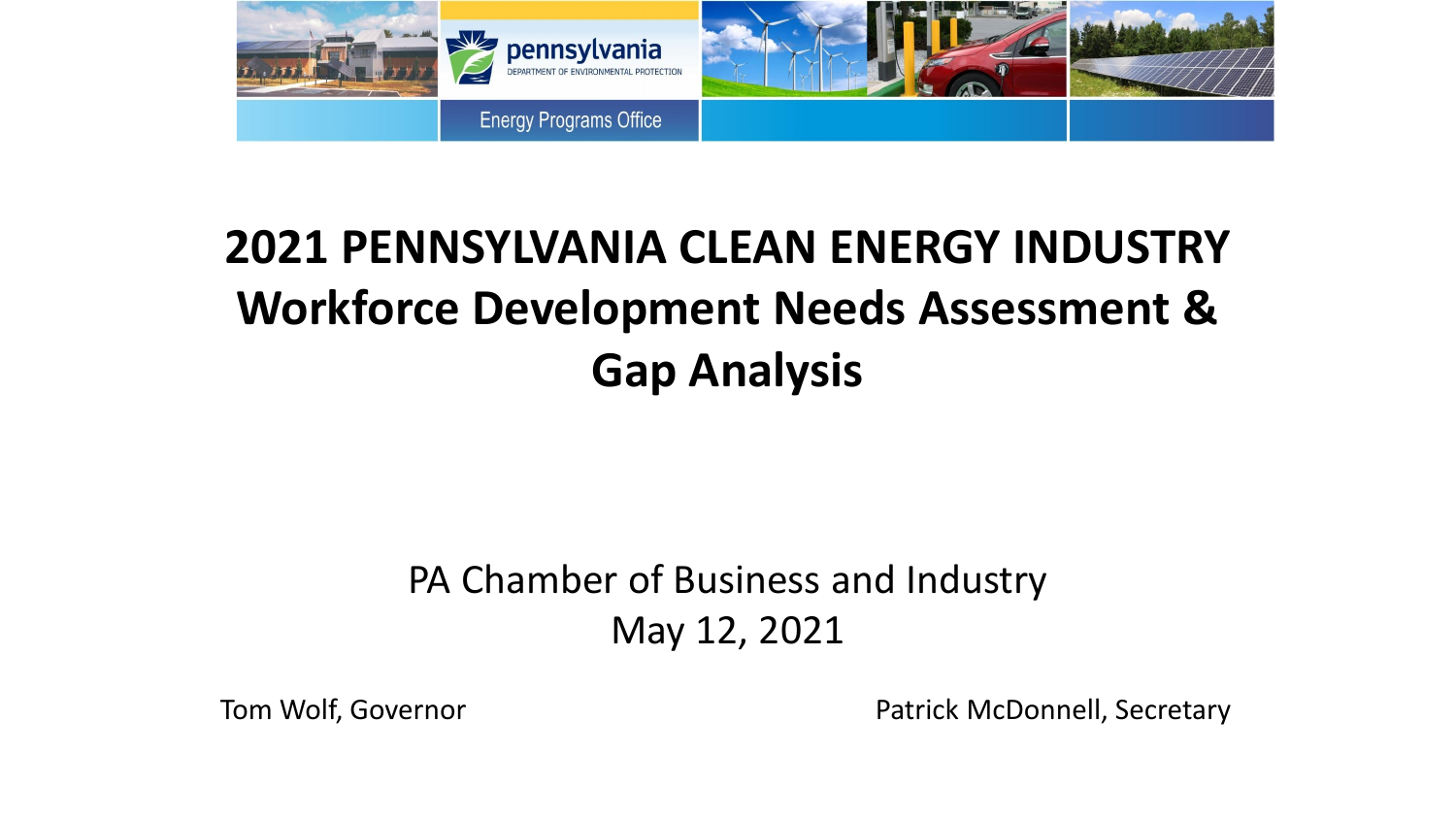pennsylvania
DEPARTMENT OF ENVIRONMENTAL PROTECTION

Energy Programs Office

# 2021 PENNSYLVANIA CLEAN ENERGY INDUSTRY Workforce Development Needs Assessment & Gap Analysis

PA Chamber of Business and Industry
May 12, 2021

Tom Wolf, Governor

Patrick McDonnell, Secretary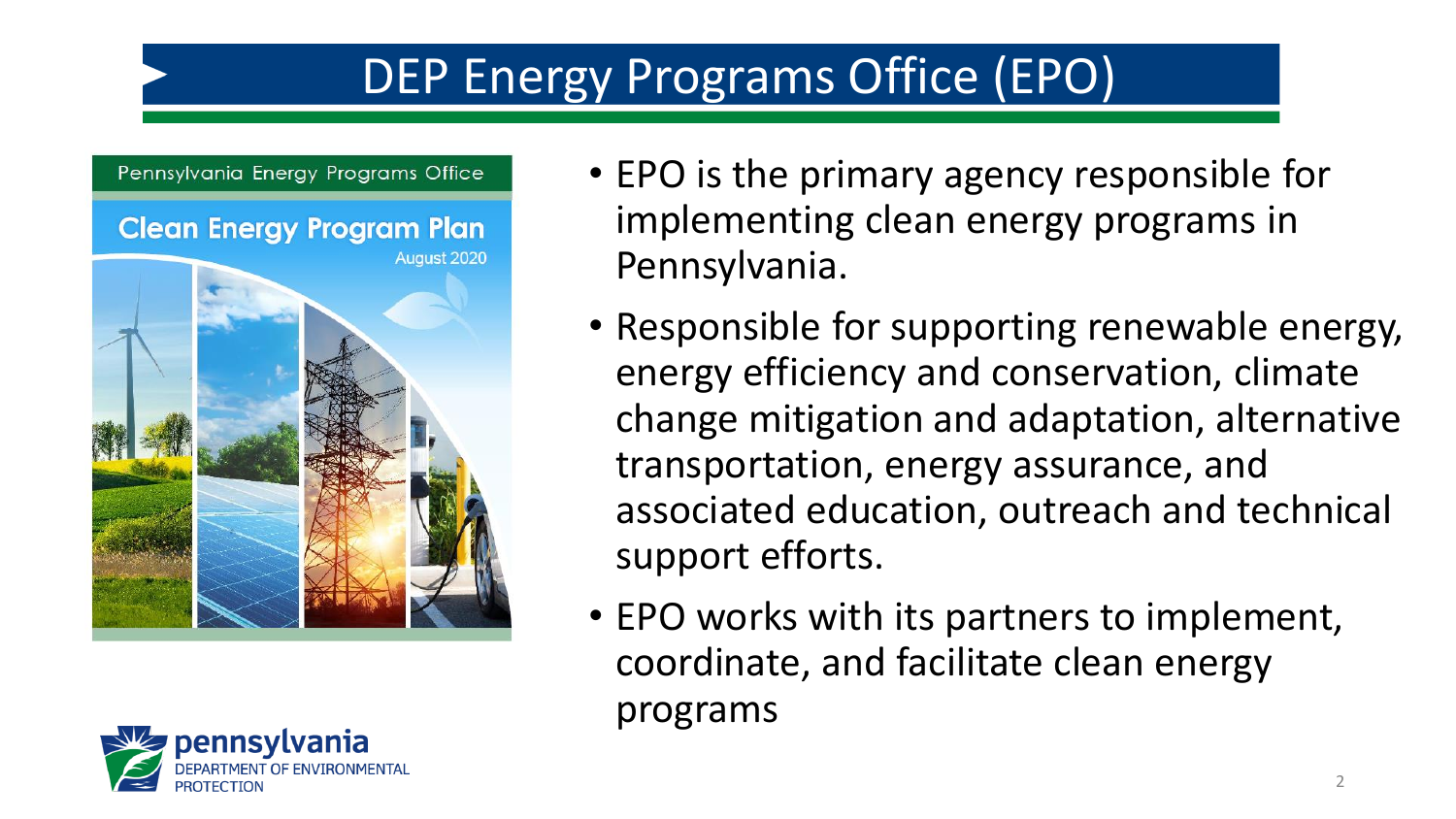# DEP Energy Programs Office (EPO)

- EPO is the primary agency responsible for implementing clean energy programs in Pennsylvania.
- Responsible for supporting renewable energy, energy efficiency and conservation, climate change mitigation and adaptation, alternative transportation, energy assurance, and associated education, outreach and technical support efforts.
- EPO works with its partners to implement, coordinate, and facilitate clean energy programs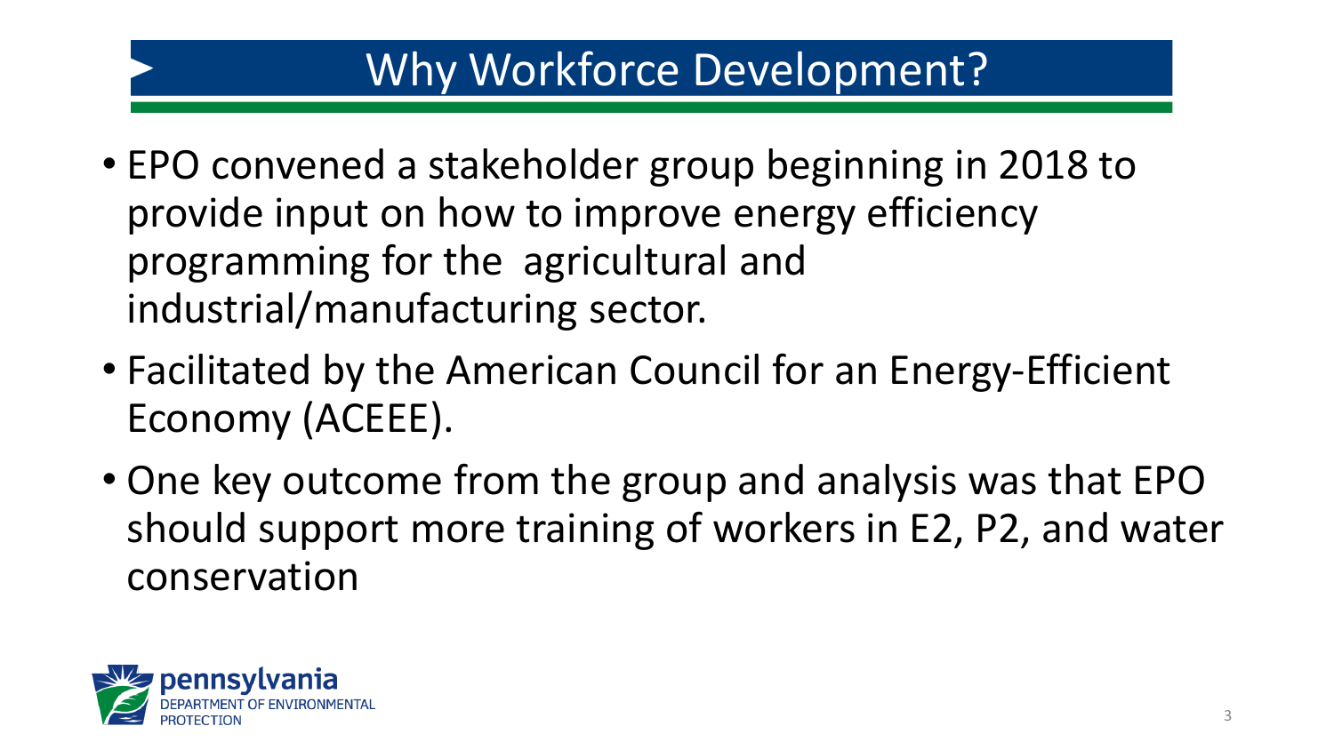# Why Workforce Development?

- EPO convened a stakeholder group beginning in 2018 to provide input on how to improve energy efficiency programming for the agricultural and industrial/manufacturing sector.
- Facilitated by the American Council for an Energy-Efficient Economy (ACEEE).
- One key outcome from the group and analysis was that EPO should support more training of workers in E2, P2, and water conservation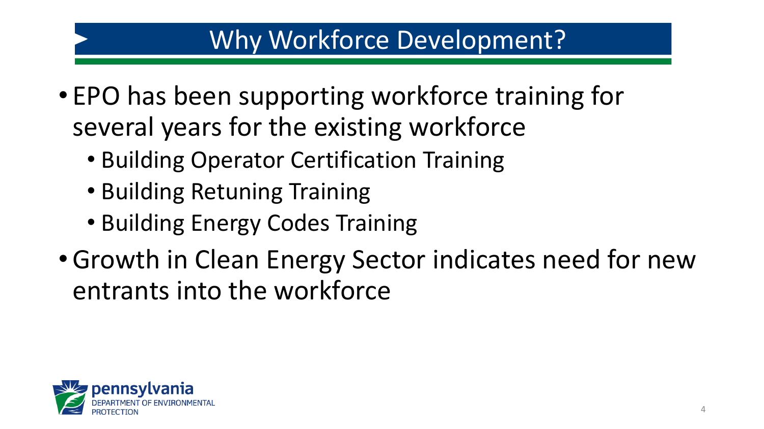# Why Workforce Development?

- EPO has been supporting workforce training for several years for the existing workforce
  - Building Operator Certification Training
  - Building Retuning Training
  - Building Energy Codes Training
- Growth in Clean Energy Sector indicates need for new entrants into the workforce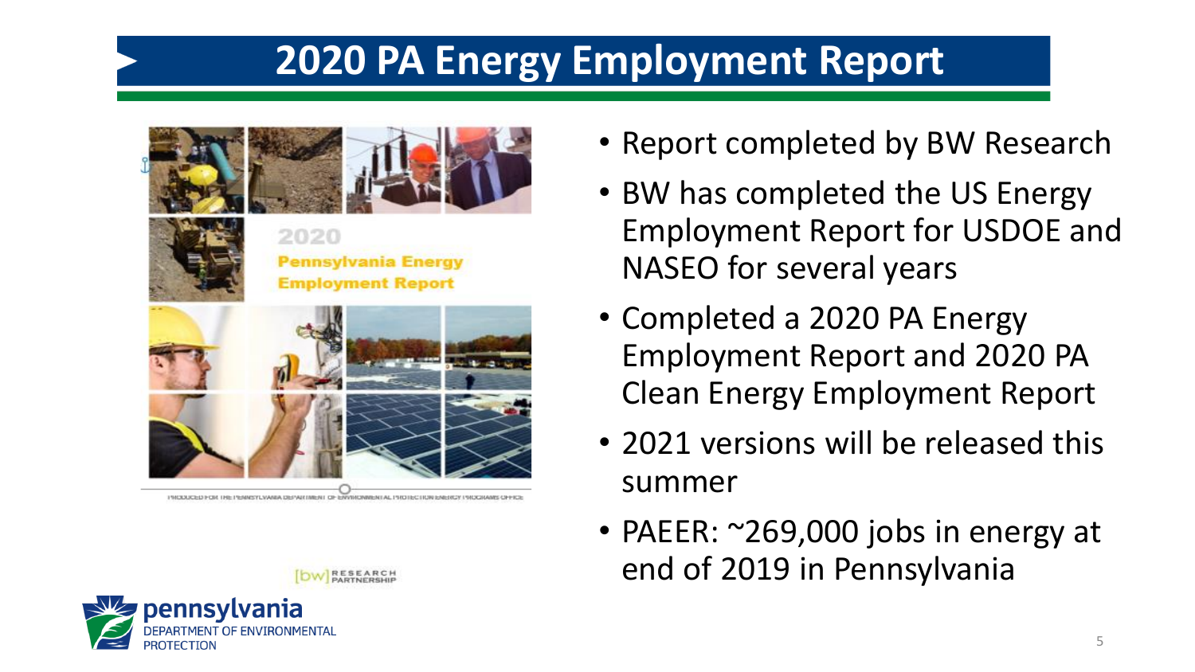# 2020 PA Energy Employment Report

- Report completed by BW Research
- BW has completed the US Energy Employment Report for USDOE and NASEO for several years
- Completed a 2020 PA Energy Employment Report and 2020 PA Clean Energy Employment Report
- 2021 versions will be released this summer
- PAEER: ~269,000 jobs in energy at end of 2019 in Pennsylvania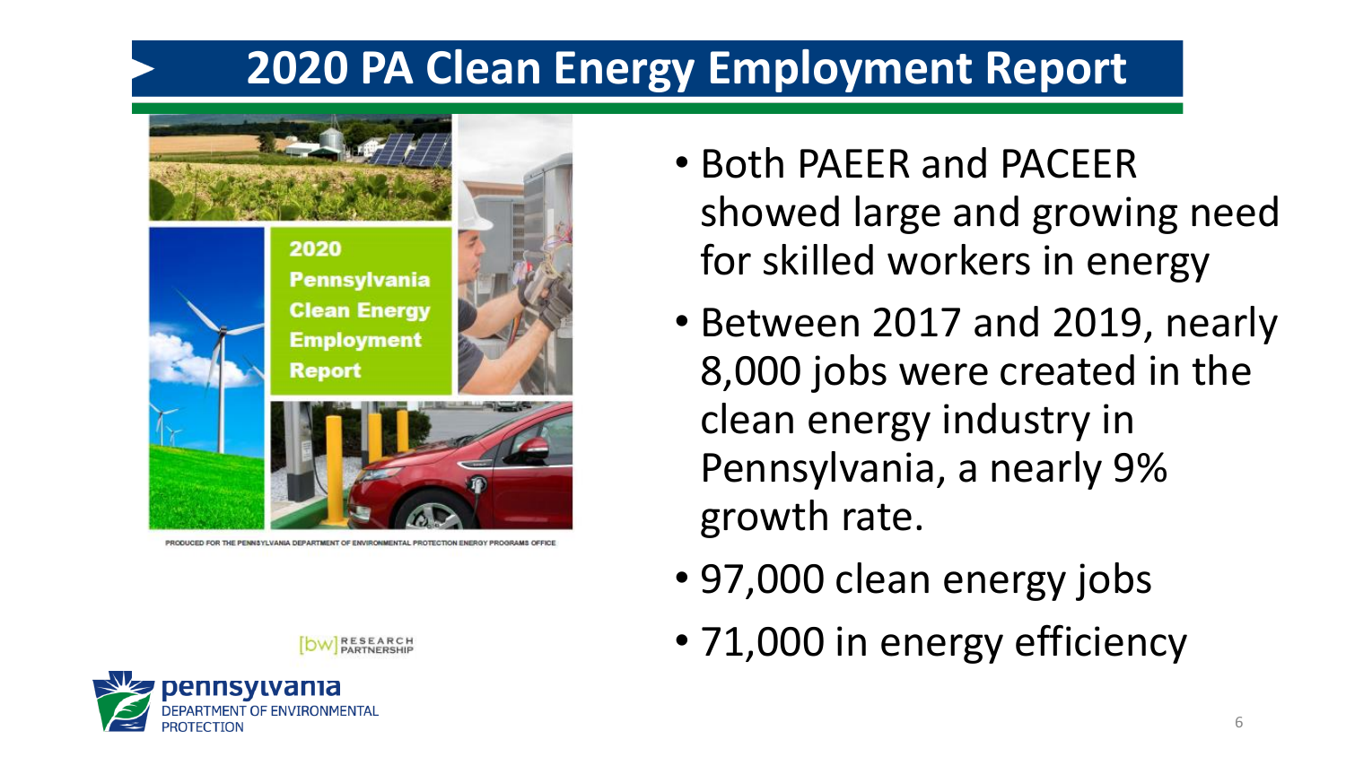# 2020 PA Clean Energy Employment Report

2020 Pennsylvania Clean Energy Employment Report

PRODUCED FOR THE PENNSYLVANIA DEPARTMENT OF ENVIRONMENTAL PROTECTION ENERGY PROGRAMS OFFICE

[bw] RESEARCH PARTNERSHIP

- Both PAEER and PACEER showed large and growing need for skilled workers in energy
- Between 2017 and 2019, nearly 8,000 jobs were created in the clean energy industry in Pennsylvania, a nearly 9% growth rate.
- 97,000 clean energy jobs
- 71,000 in energy efficiency

pennsylvania DEPARTMENT OF ENVIRONMENTAL PROTECTION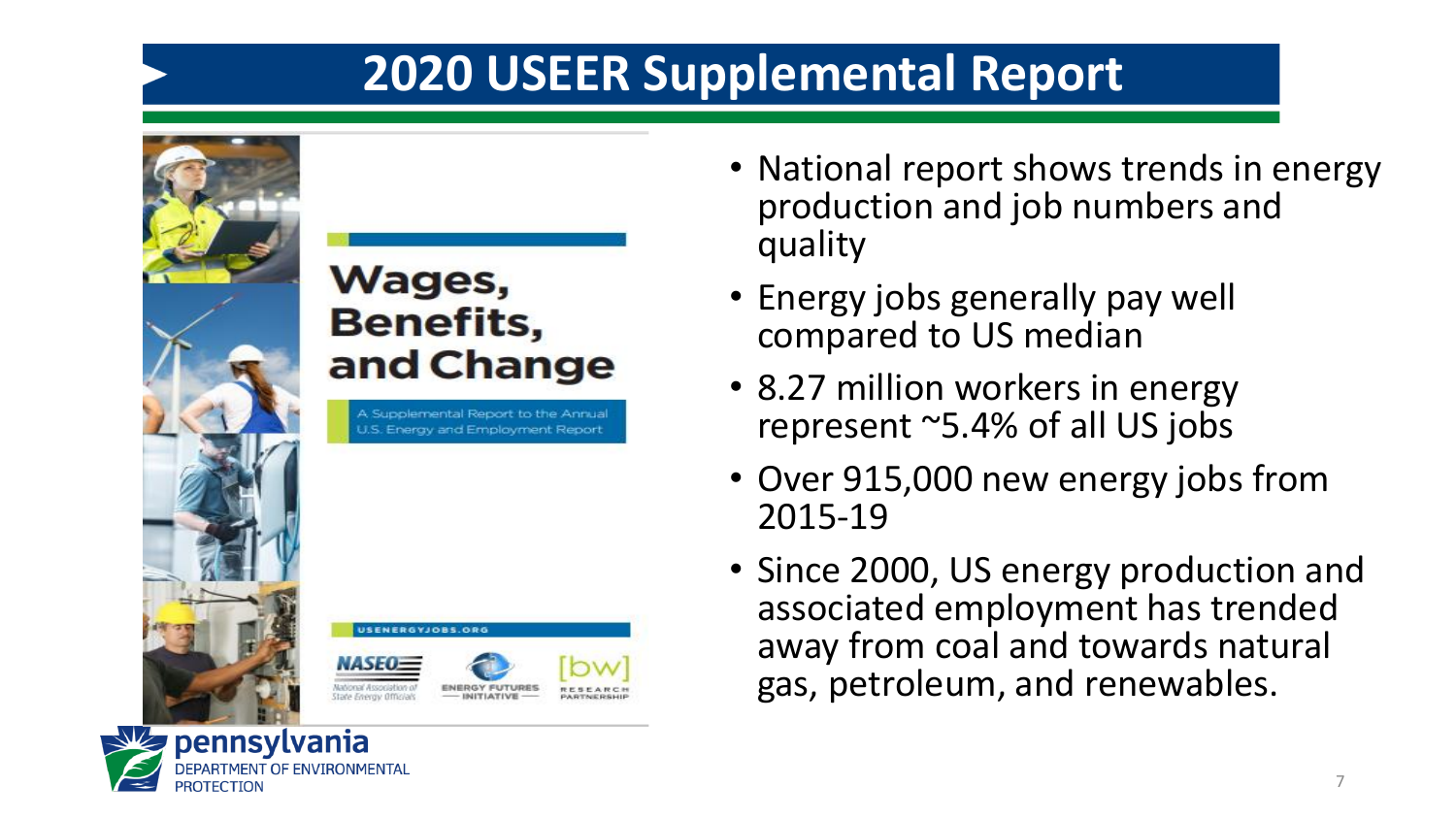# 2020 USEER Supplemental Report

- National report shows trends in energy production and job numbers and quality
- Energy jobs generally pay well compared to US median
- 8.27 million workers in energy represent ~5.4% of all US jobs
- Over 915,000 new energy jobs from 2015-19
- Since 2000, US energy production and associated employment has trended away from coal and towards natural gas, petroleum, and renewables.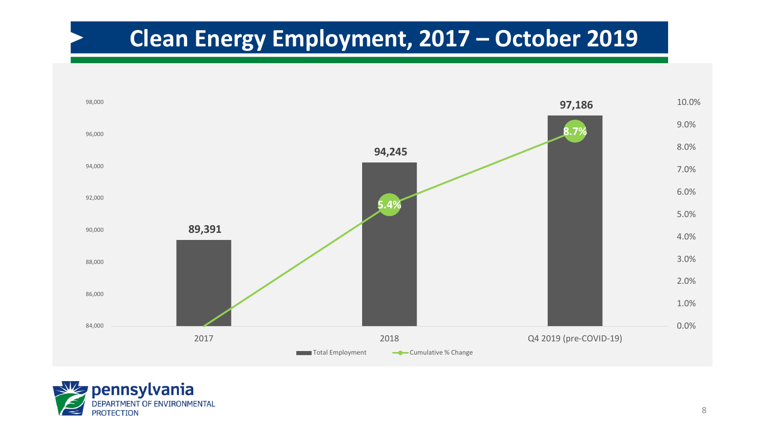# Clean Energy Employment, 2017 – October 2019

| | Total Employment | Cumulative % Change |
|---|---|---|
| 2017 | 89,391 | |
| 2018 | 94,245 | 5.4% |
| Q4 2019 (pre-COVID-19) | 97,186 | 8.7% |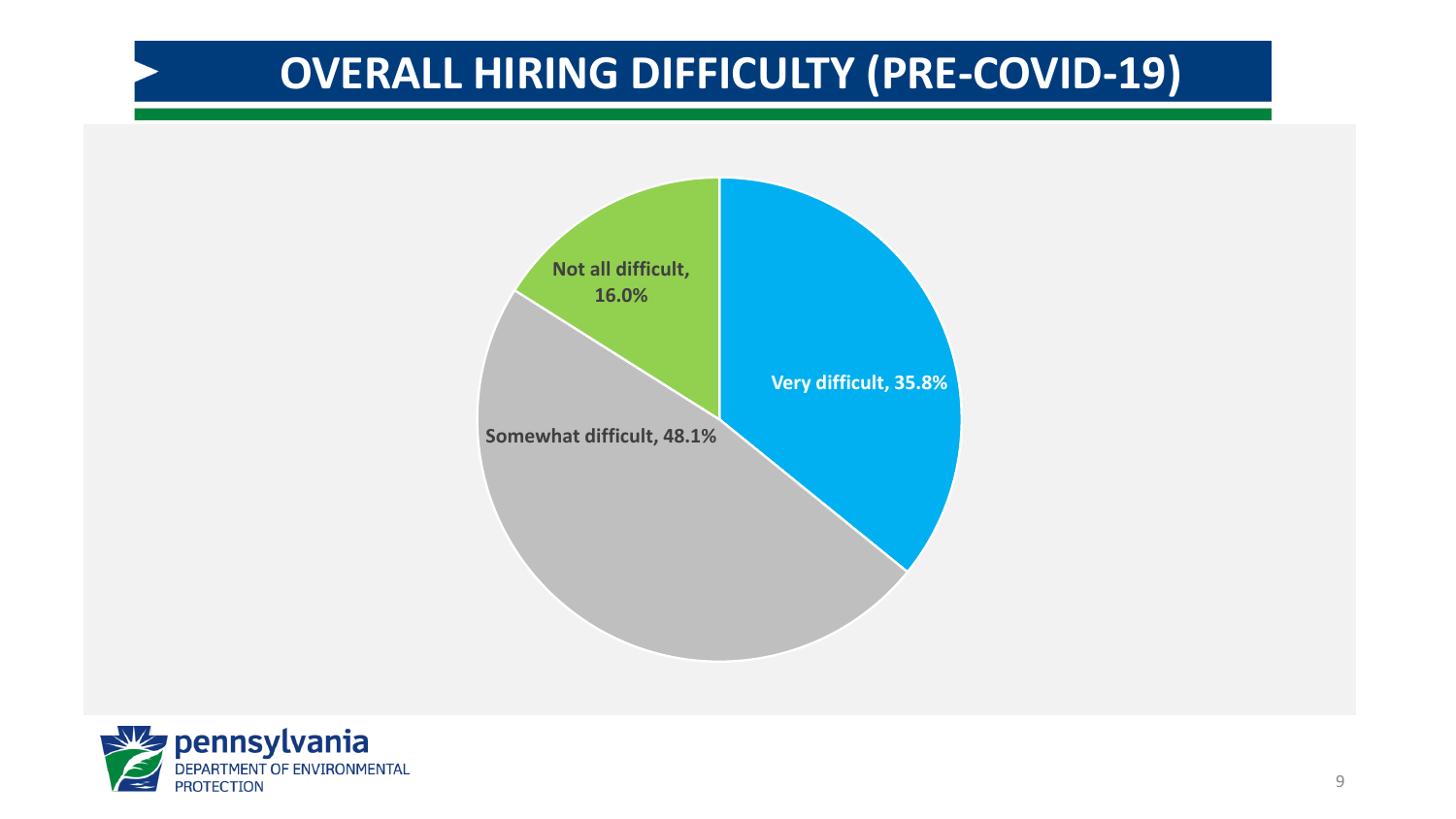# OVERALL HIRING DIFFICULTY (PRE-COVID-19)

Not all difficult, 16.0%

Very difficult, 35.8%

Somewhat difficult, 48.1%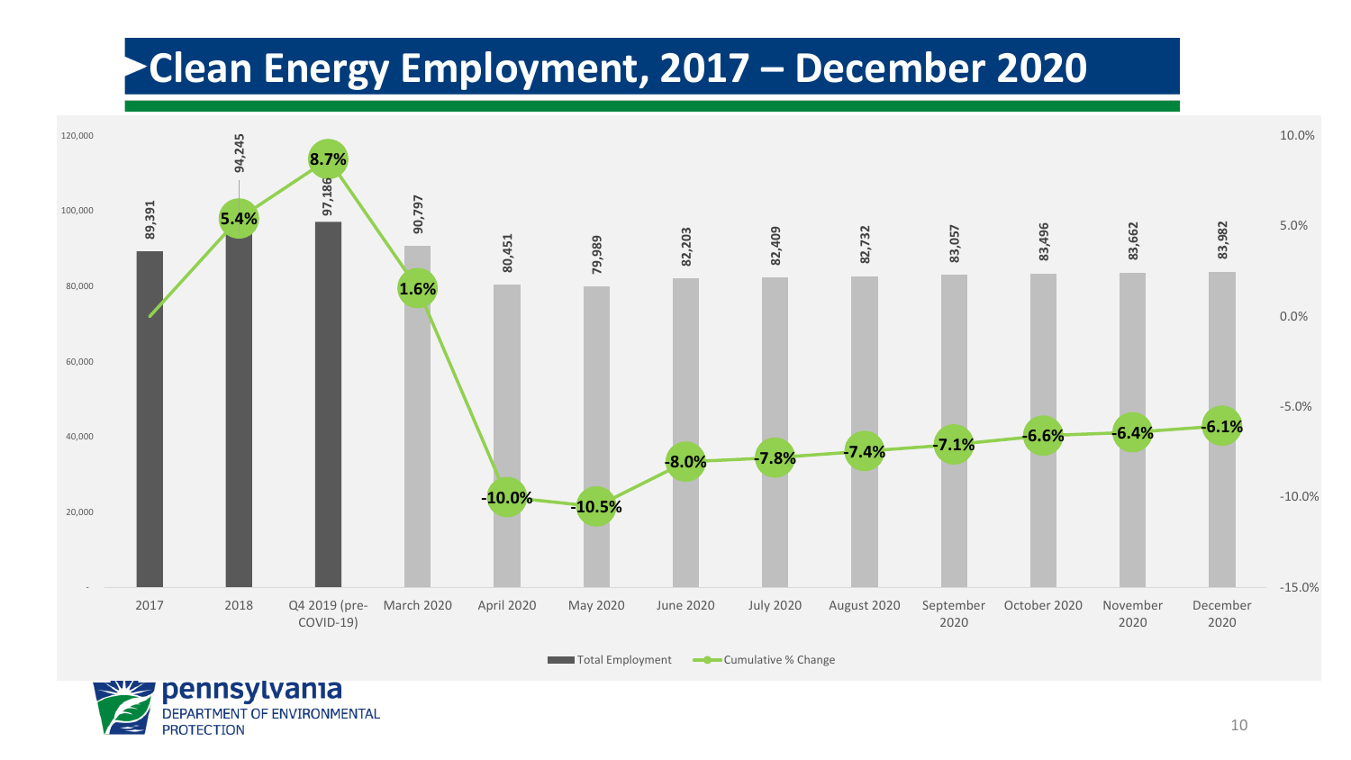# Clean Energy Employment, 2017 – December 2020

| Period | Total Employment | Cumulative % Change |
|---|---|---|
| 2017 | 89,391 | |
| 2018 | 94,245 | 5.4% |
| Q4 2019 (pre-COVID-19) | 97,186 | 8.7% |
| March 2020 | 90,797 | 1.6% |
| April 2020 | 80,451 | -10.0% |
| May 2020 | 79,989 | -10.5% |
| June 2020 | 82,203 | -8.0% |
| July 2020 | 82,409 | -7.8% |
| August 2020 | 82,732 | -7.4% |
| September 2020 | 83,057 | -7.1% |
| October 2020 | 83,496 | -6.6% |
| November 2020 | 83,662 | -6.4% |
| December 2020 | 83,982 | -6.1% |

Total Employment — Cumulative % Change

pennsylvania DEPARTMENT OF ENVIRONMENTAL PROTECTION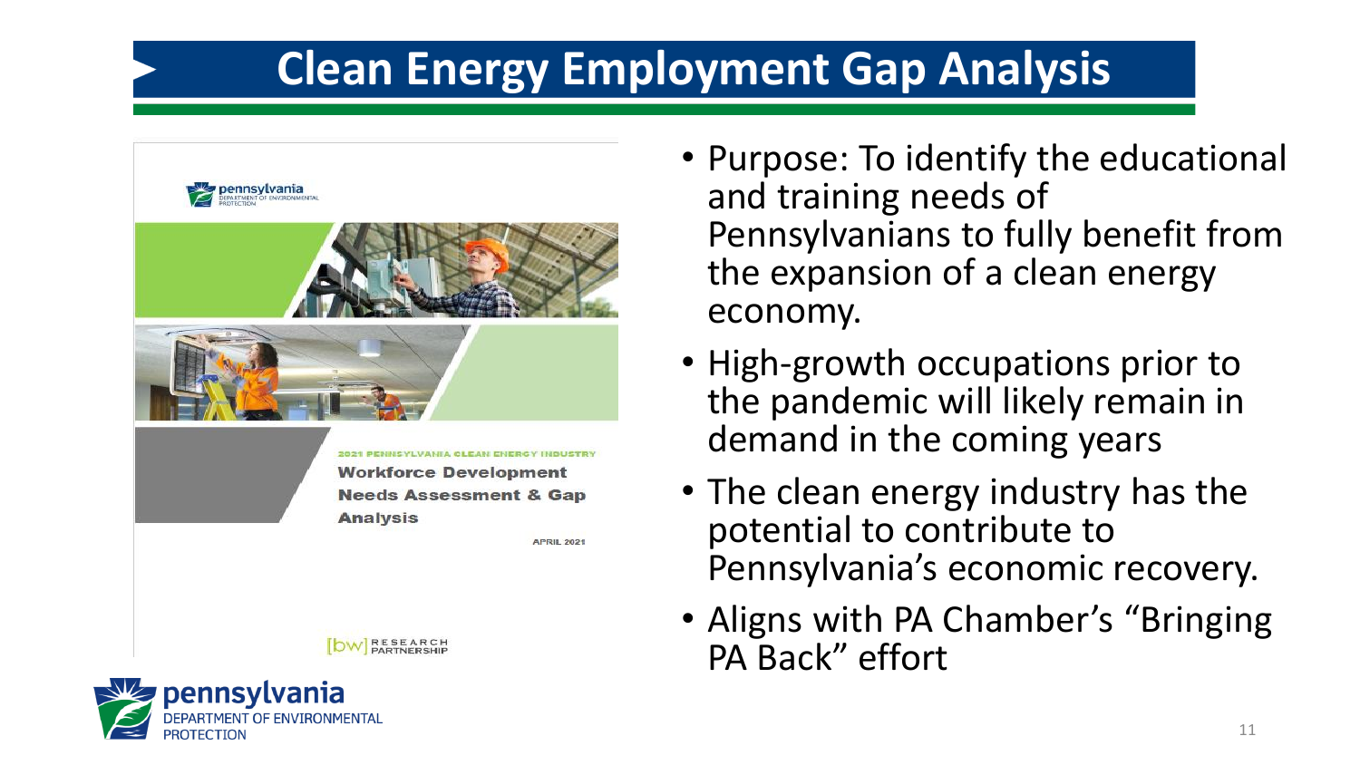# Clean Energy Employment Gap Analysis

2021 PENNSYLVANIA CLEAN ENERGY INDUSTRY

**Workforce Development Needs Assessment & Gap Analysis**

APRIL 2021

- Purpose: To identify the educational and training needs of Pennsylvanians to fully benefit from the expansion of a clean energy economy.
- High-growth occupations prior to the pandemic will likely remain in demand in the coming years
- The clean energy industry has the potential to contribute to Pennsylvania's economic recovery.
- Aligns with PA Chamber's "Bringing PA Back" effort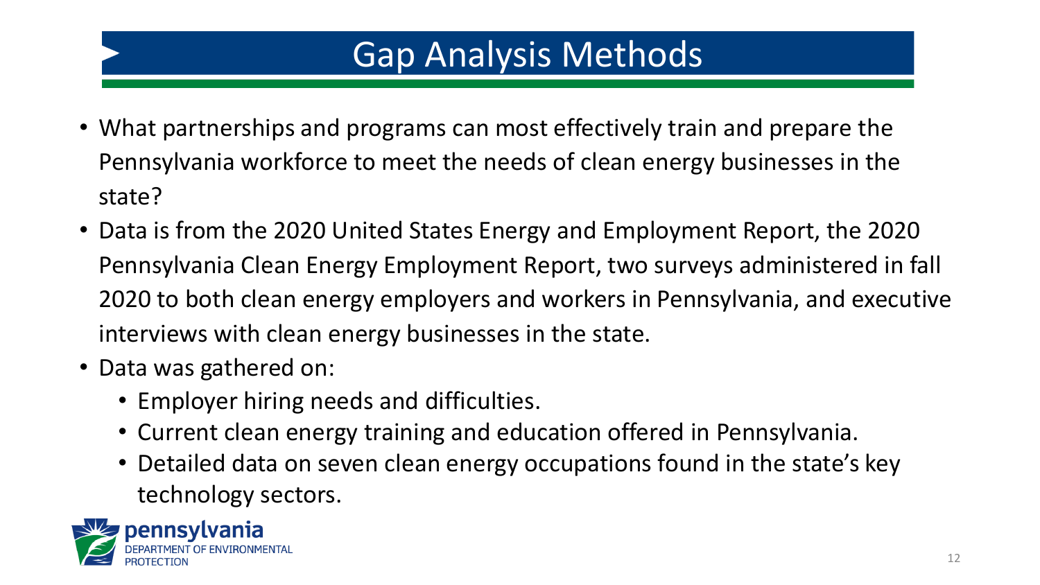# Gap Analysis Methods

- What partnerships and programs can most effectively train and prepare the Pennsylvania workforce to meet the needs of clean energy businesses in the state?
- Data is from the 2020 United States Energy and Employment Report, the 2020 Pennsylvania Clean Energy Employment Report, two surveys administered in fall 2020 to both clean energy employers and workers in Pennsylvania, and executive interviews with clean energy businesses in the state.
- Data was gathered on:
  - Employer hiring needs and difficulties.
  - Current clean energy training and education offered in Pennsylvania.
  - Detailed data on seven clean energy occupations found in the state's key technology sectors.

pennsylvania
DEPARTMENT OF ENVIRONMENTAL PROTECTION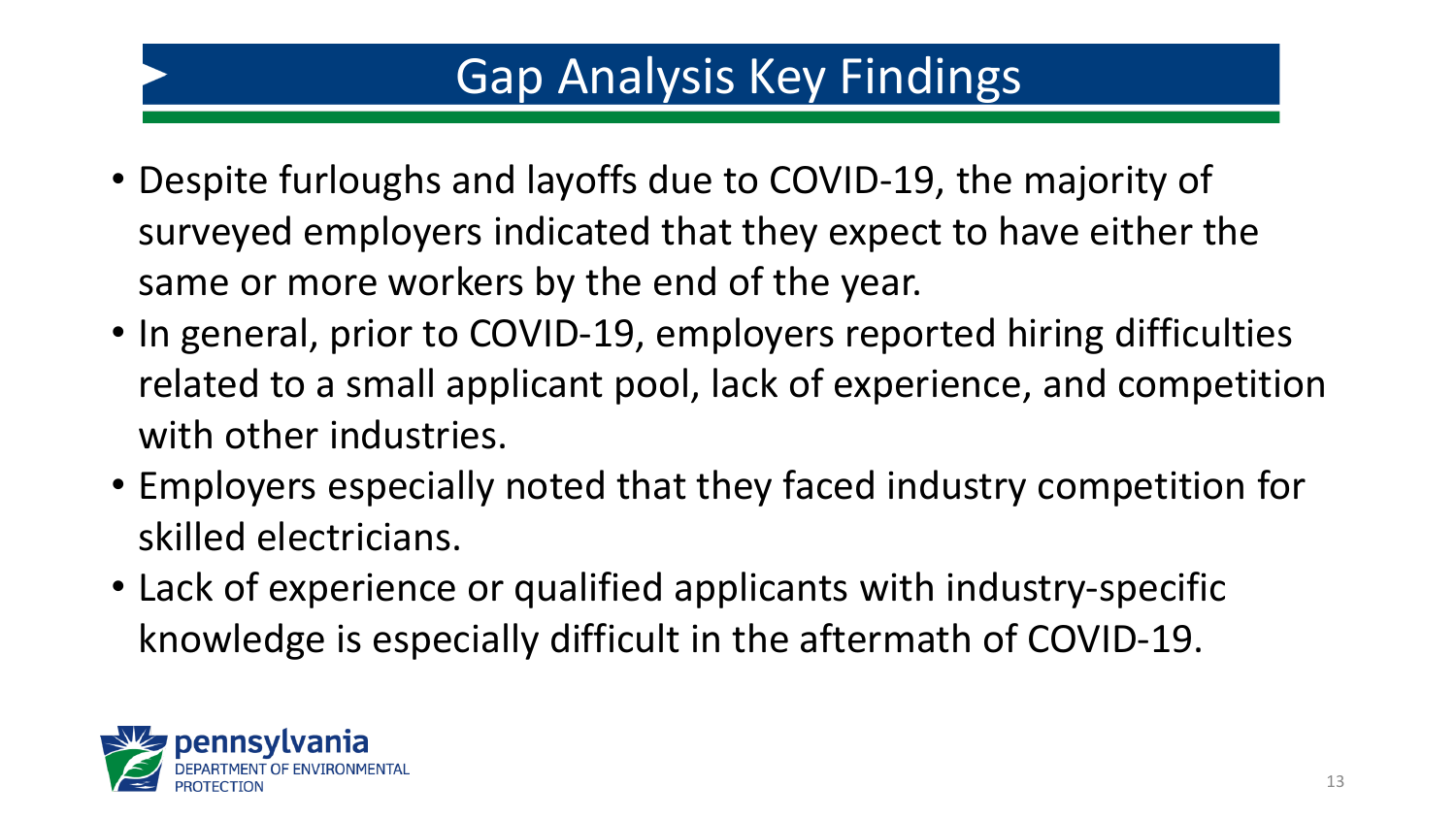# Gap Analysis Key Findings

- Despite furloughs and layoffs due to COVID-19, the majority of surveyed employers indicated that they expect to have either the same or more workers by the end of the year.
- In general, prior to COVID-19, employers reported hiring difficulties related to a small applicant pool, lack of experience, and competition with other industries.
- Employers especially noted that they faced industry competition for skilled electricians.
- Lack of experience or qualified applicants with industry-specific knowledge is especially difficult in the aftermath of COVID-19.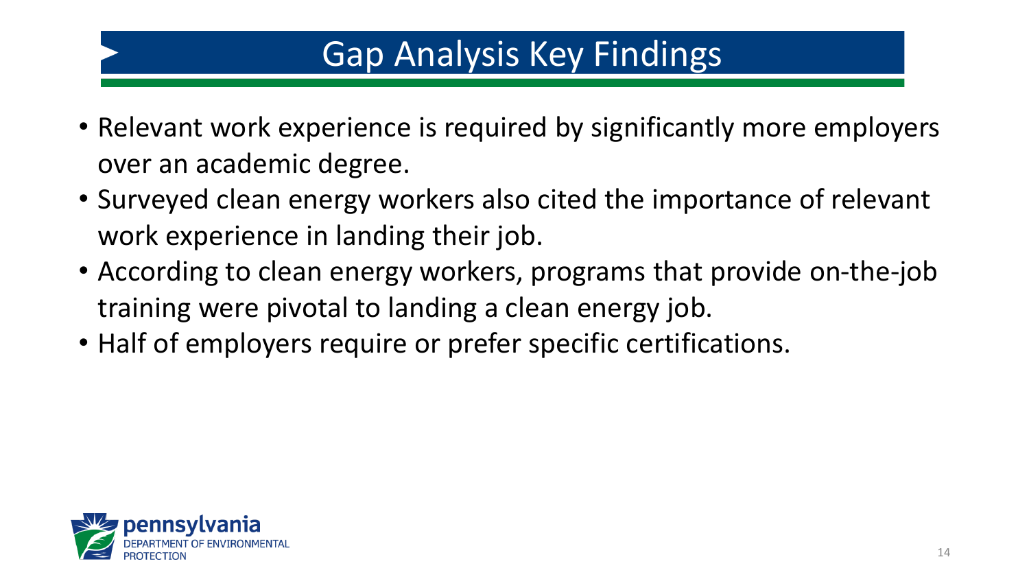# Gap Analysis Key Findings

- Relevant work experience is required by significantly more employers over an academic degree.
- Surveyed clean energy workers also cited the importance of relevant work experience in landing their job.
- According to clean energy workers, programs that provide on-the-job training were pivotal to landing a clean energy job.
- Half of employers require or prefer specific certifications.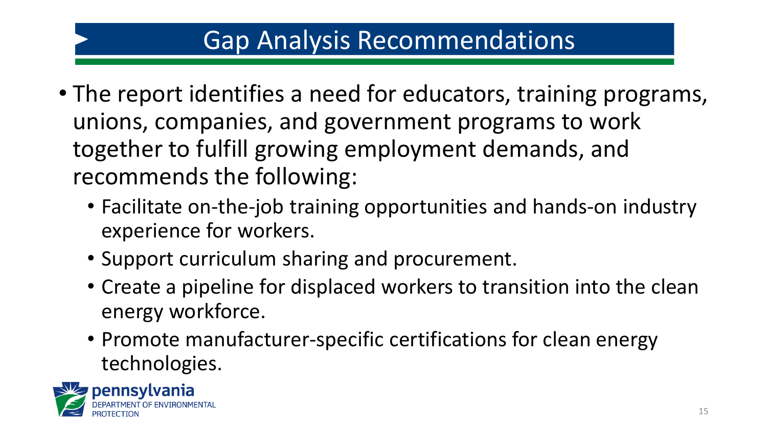# Gap Analysis Recommendations

- The report identifies a need for educators, training programs, unions, companies, and government programs to work together to fulfill growing employment demands, and recommends the following:
  - Facilitate on-the-job training opportunities and hands-on industry experience for workers.
  - Support curriculum sharing and procurement.
  - Create a pipeline for displaced workers to transition into the clean energy workforce.
  - Promote manufacturer-specific certifications for clean energy technologies.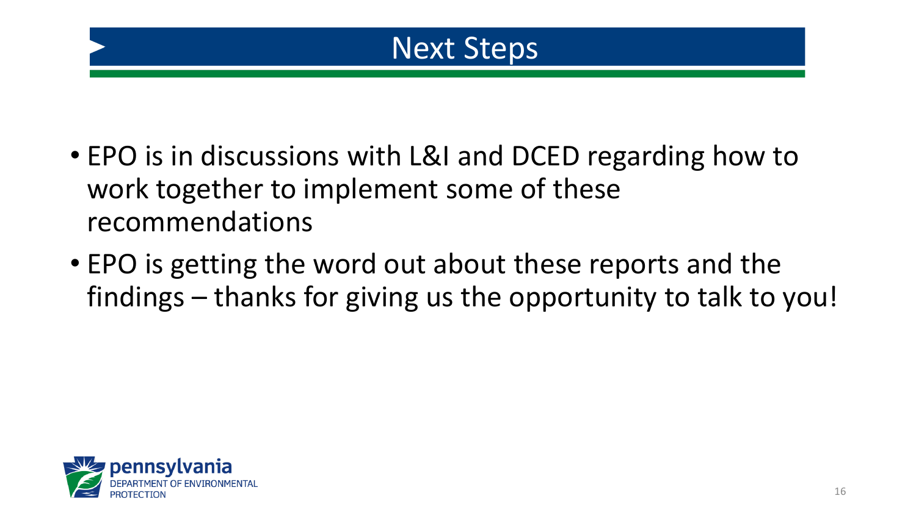# Next Steps

- EPO is in discussions with L&I and DCED regarding how to work together to implement some of these recommendations
- EPO is getting the word out about these reports and the findings – thanks for giving us the opportunity to talk to you!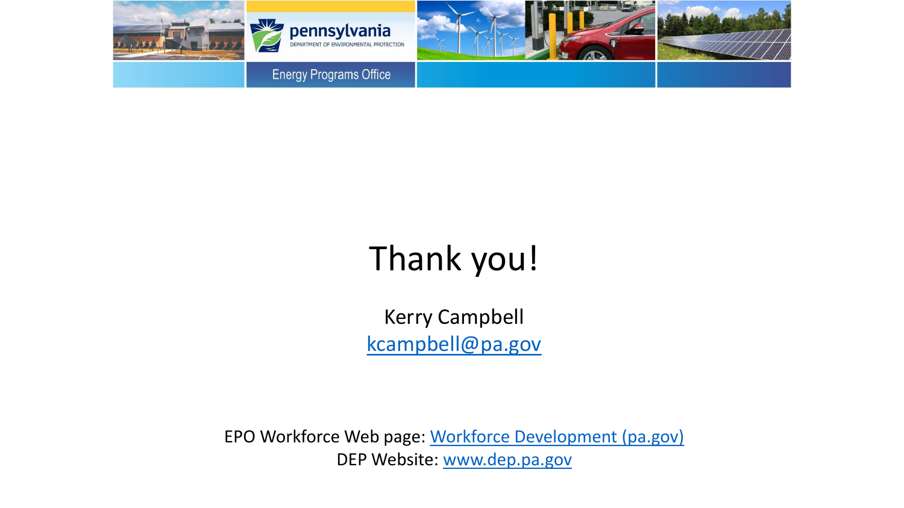# Thank you!

Kerry Campbell
kcampbell@pa.gov

EPO Workforce Web page: Workforce Development (pa.gov)
DEP Website: www.dep.pa.gov